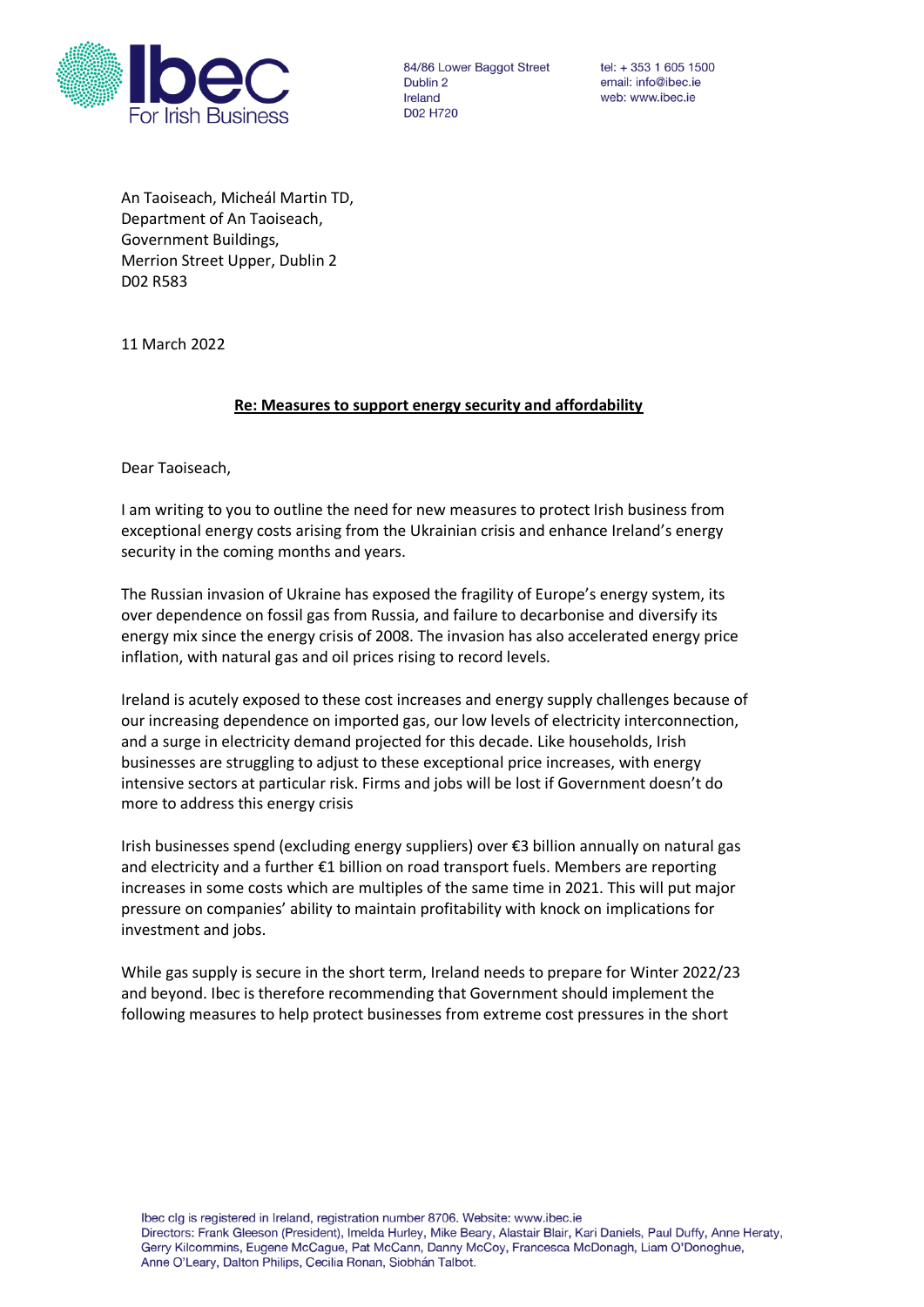84/86 Lower Baggot Street
Dublin 2
Ireland
D02 H720

tel: + 353 1 605 1500
email: info@ibec.ie
web: www.ibec.ie

An Taoiseach, Micheál Martin TD,
Department of An Taoiseach,
Government Buildings,
Merrion Street Upper, Dublin 2
D02 R583

11 March 2022

**Re: Measures to support energy security and affordability**

Dear Taoiseach,

I am writing to you to outline the need for new measures to protect Irish business from exceptional energy costs arising from the Ukrainian crisis and enhance Ireland's energy security in the coming months and years.

The Russian invasion of Ukraine has exposed the fragility of Europe's energy system, its over dependence on fossil gas from Russia, and failure to decarbonise and diversify its energy mix since the energy crisis of 2008. The invasion has also accelerated energy price inflation, with natural gas and oil prices rising to record levels.

Ireland is acutely exposed to these cost increases and energy supply challenges because of our increasing dependence on imported gas, our low levels of electricity interconnection, and a surge in electricity demand projected for this decade. Like households, Irish businesses are struggling to adjust to these exceptional price increases, with energy intensive sectors at particular risk. Firms and jobs will be lost if Government doesn't do more to address this energy crisis

Irish businesses spend (excluding energy suppliers) over €3 billion annually on natural gas and electricity and a further €1 billion on road transport fuels. Members are reporting increases in some costs which are multiples of the same time in 2021. This will put major pressure on companies' ability to maintain profitability with knock on implications for investment and jobs.

While gas supply is secure in the short term, Ireland needs to prepare for Winter 2022/23 and beyond. Ibec is therefore recommending that Government should implement the following measures to help protect businesses from extreme cost pressures in the short

Ibec clg is registered in Ireland, registration number 8706. Website: www.ibec.ie
Directors: Frank Gleeson (President), Imelda Hurley, Mike Beary, Alastair Blair, Kari Daniels, Paul Duffy, Anne Heraty, Gerry Kilcommins, Eugene McCague, Pat McCann, Danny McCoy, Francesca McDonagh, Liam O'Donoghue, Anne O'Leary, Dalton Philips, Cecilia Ronan, Siobhán Talbot.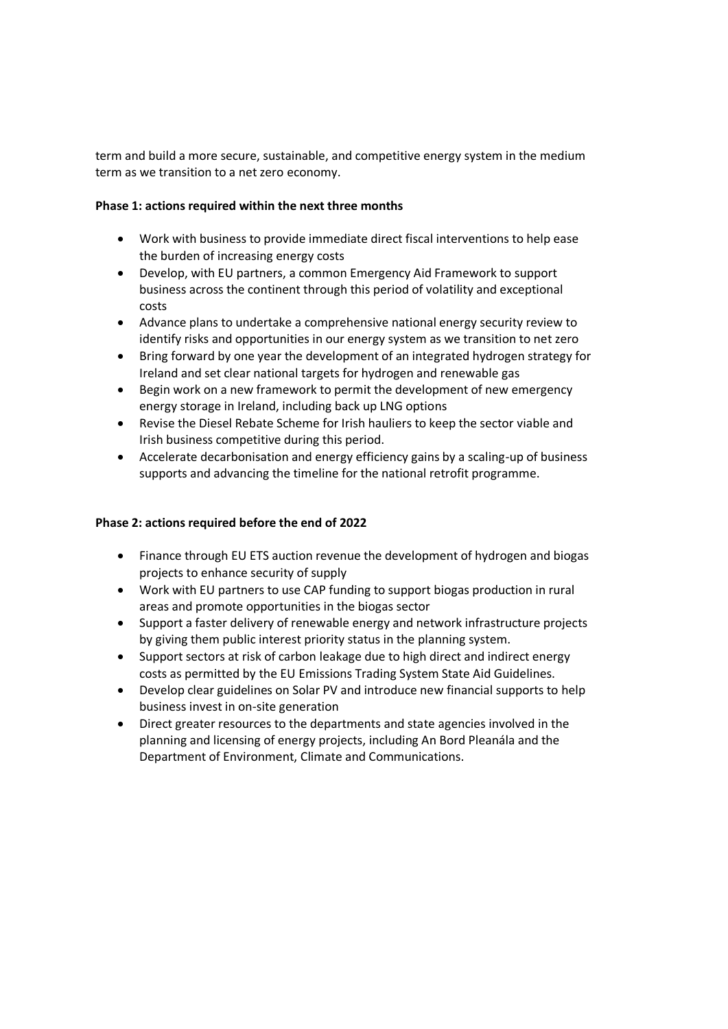term and build a more secure, sustainable, and competitive energy system in the medium term as we transition to a net zero economy.

**Phase 1: actions required within the next three months**

- Work with business to provide immediate direct fiscal interventions to help ease the burden of increasing energy costs
- Develop, with EU partners, a common Emergency Aid Framework to support business across the continent through this period of volatility and exceptional costs
- Advance plans to undertake a comprehensive national energy security review to identify risks and opportunities in our energy system as we transition to net zero
- Bring forward by one year the development of an integrated hydrogen strategy for Ireland and set clear national targets for hydrogen and renewable gas
- Begin work on a new framework to permit the development of new emergency energy storage in Ireland, including back up LNG options
- Revise the Diesel Rebate Scheme for Irish hauliers to keep the sector viable and Irish business competitive during this period.
- Accelerate decarbonisation and energy efficiency gains by a scaling-up of business supports and advancing the timeline for the national retrofit programme.

**Phase 2: actions required before the end of 2022**

- Finance through EU ETS auction revenue the development of hydrogen and biogas projects to enhance security of supply
- Work with EU partners to use CAP funding to support biogas production in rural areas and promote opportunities in the biogas sector
- Support a faster delivery of renewable energy and network infrastructure projects by giving them public interest priority status in the planning system.
- Support sectors at risk of carbon leakage due to high direct and indirect energy costs as permitted by the EU Emissions Trading System State Aid Guidelines.
- Develop clear guidelines on Solar PV and introduce new financial supports to help business invest in on-site generation
- Direct greater resources to the departments and state agencies involved in the planning and licensing of energy projects, including An Bord Pleanála and the Department of Environment, Climate and Communications.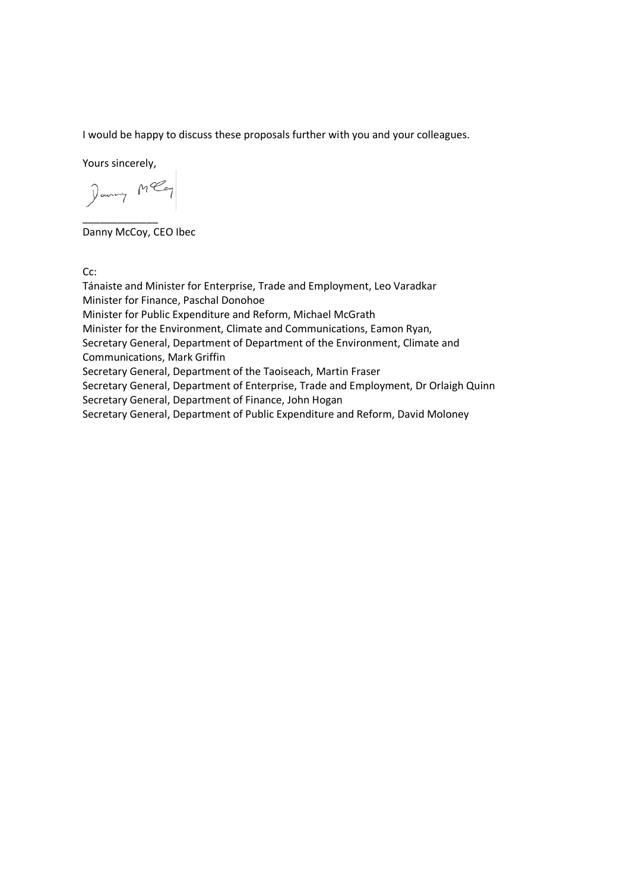I would be happy to discuss these proposals further with you and your colleagues.

Yours sincerely,

_____________
Danny McCoy, CEO Ibec

Cc:
Tánaiste and Minister for Enterprise, Trade and Employment, Leo Varadkar
Minister for Finance, Paschal Donohoe
Minister for Public Expenditure and Reform, Michael McGrath
Minister for the Environment, Climate and Communications, Eamon Ryan,
Secretary General, Department of Department of the Environment, Climate and Communications, Mark Griffin
Secretary General, Department of the Taoiseach, Martin Fraser
Secretary General, Department of Enterprise, Trade and Employment, Dr Orlaigh Quinn
Secretary General, Department of Finance, John Hogan
Secretary General, Department of Public Expenditure and Reform, David Moloney